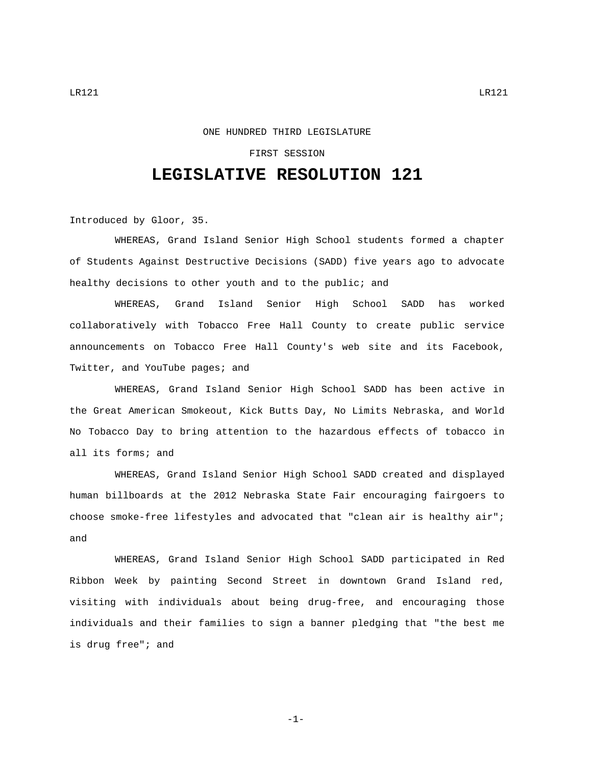ONE HUNDRED THIRD LEGISLATURE

FIRST SESSION

# LEGISLATIVE RESOLUTION 121

Introduced by Gloor, 35.

WHEREAS, Grand Island Senior High School students formed a chapter of Students Against Destructive Decisions (SADD) five years ago to advocate healthy decisions to other youth and to the public; and

WHEREAS, Grand Island Senior High School SADD has worked collaboratively with Tobacco Free Hall County to create public service announcements on Tobacco Free Hall County's web site and its Facebook, Twitter, and YouTube pages; and

WHEREAS, Grand Island Senior High School SADD has been active in the Great American Smokeout, Kick Butts Day, No Limits Nebraska, and World No Tobacco Day to bring attention to the hazardous effects of tobacco in all its forms; and

WHEREAS, Grand Island Senior High School SADD created and displayed human billboards at the 2012 Nebraska State Fair encouraging fairgoers to choose smoke-free lifestyles and advocated that "clean air is healthy air"; and

WHEREAS, Grand Island Senior High School SADD participated in Red Ribbon Week by painting Second Street in downtown Grand Island red, visiting with individuals about being drug-free, and encouraging those individuals and their families to sign a banner pledging that "the best me is drug free"; and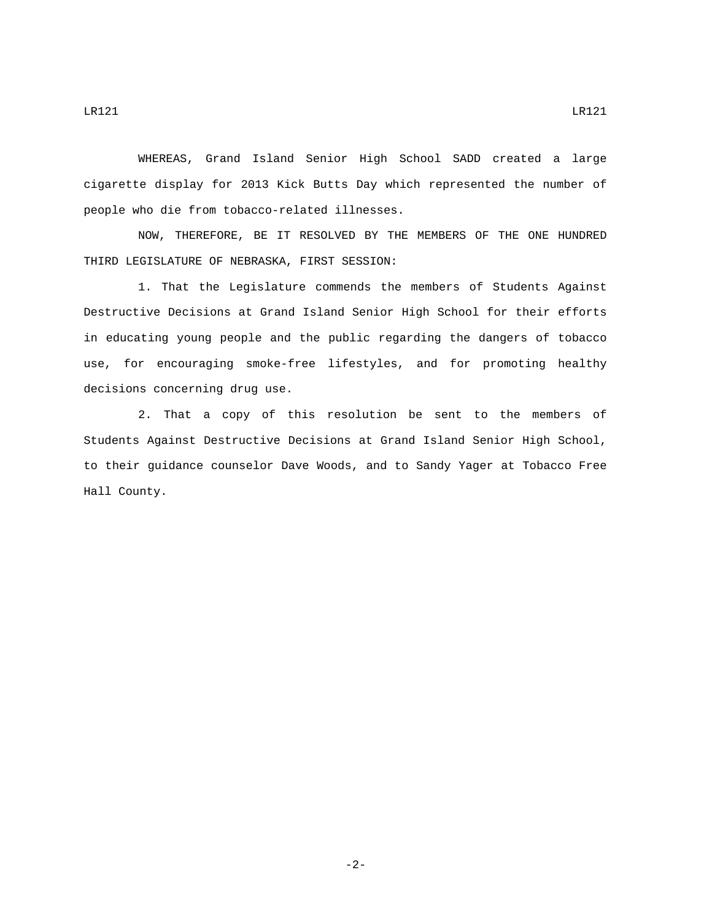WHEREAS, Grand Island Senior High School SADD created a large cigarette display for 2013 Kick Butts Day which represented the number of people who die from tobacco-related illnesses.

NOW, THEREFORE, BE IT RESOLVED BY THE MEMBERS OF THE ONE HUNDRED THIRD LEGISLATURE OF NEBRASKA, FIRST SESSION:

1. That the Legislature commends the members of Students Against Destructive Decisions at Grand Island Senior High School for their efforts in educating young people and the public regarding the dangers of tobacco use, for encouraging smoke-free lifestyles, and for promoting healthy decisions concerning drug use.

2. That a copy of this resolution be sent to the members of Students Against Destructive Decisions at Grand Island Senior High School, to their guidance counselor Dave Woods, and to Sandy Yager at Tobacco Free Hall County.